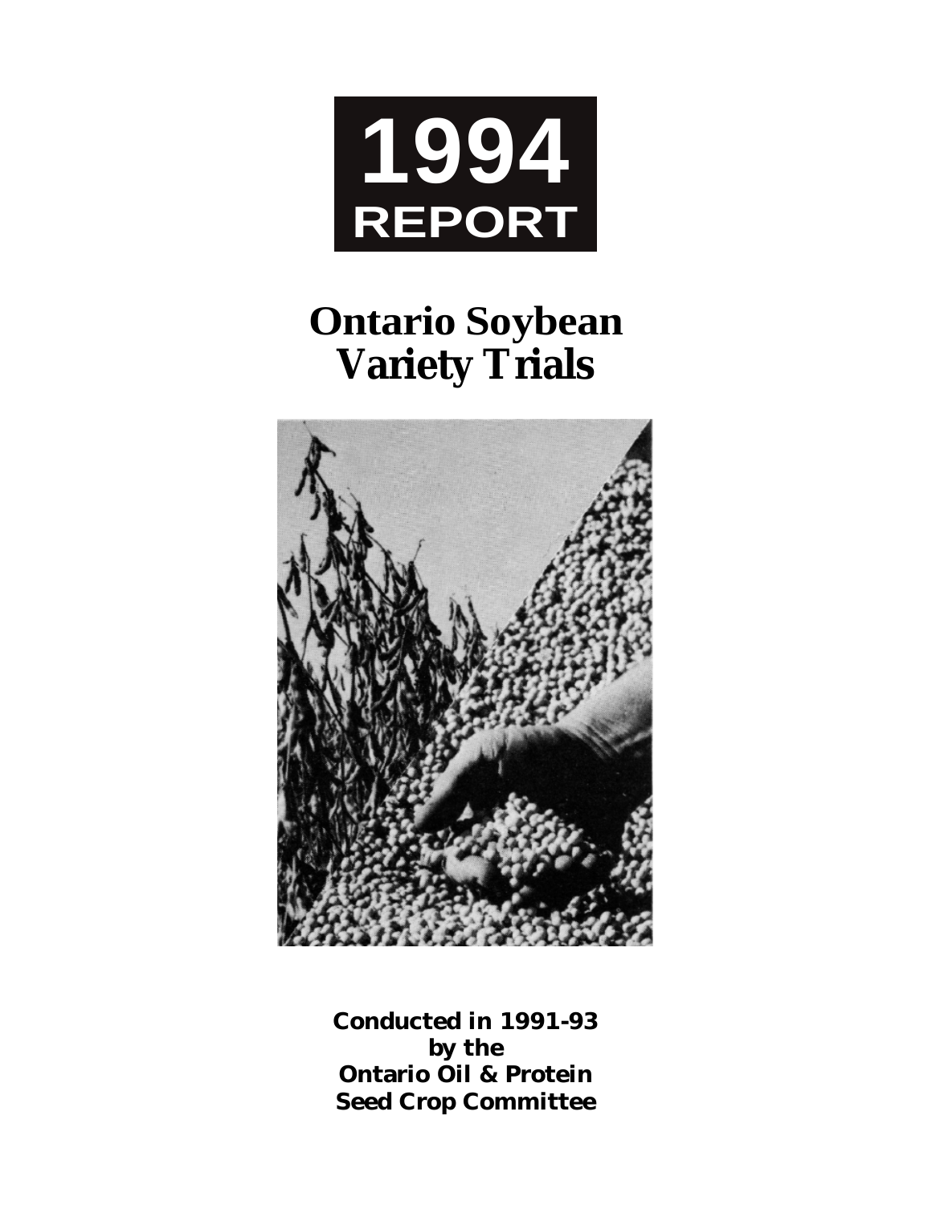# 1994
## REPORT

# Ontario Soybean Variety Trials

**Conducted in 1991-93 by the Ontario Oil & Protein Seed Crop Committee**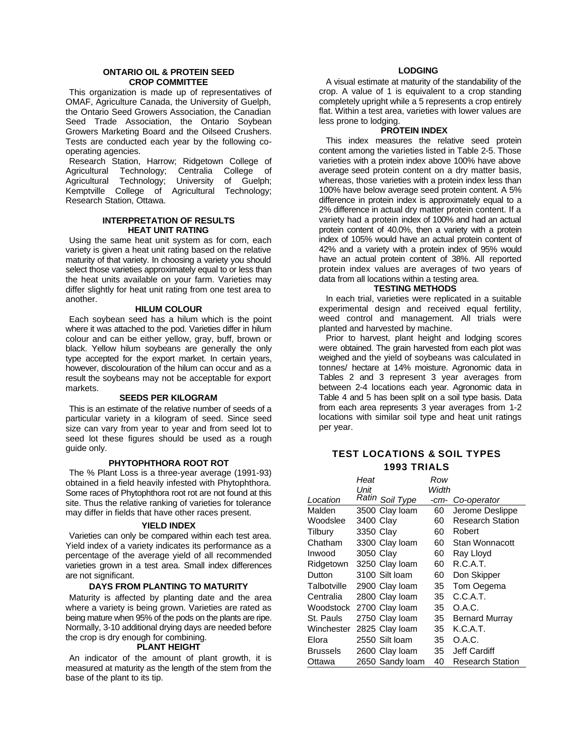## ONTARIO OIL & PROTEIN SEED CROP COMMITTEE

This organization is made up of representatives of OMAF, Agriculture Canada, the University of Guelph, the Ontario Seed Growers Association, the Canadian Seed Trade Association, the Ontario Soybean Growers Marketing Board and the Oilseed Crushers. Tests are conducted each year by the following co-operating agencies.

Research Station, Harrow; Ridgetown College of Agricultural Technology; Centralia College of Agricultural Technology; University of Guelph; Kemptville College of Agricultural Technology; Research Station, Ottawa.

## INTERPRETATION OF RESULTS

### HEAT UNIT RATING

Using the same heat unit system as for corn, each variety is given a heat unit rating based on the relative maturity of that variety. In choosing a variety you should select those varieties approximately equal to or less than the heat units available on your farm. Varieties may differ slightly for heat unit rating from one test area to another.

### HILUM COLOUR

Each soybean seed has a hilum which is the point where it was attached to the pod. Varieties differ in hilum colour and can be either yellow, gray, buff, brown or black. Yellow hilum soybeans are generally the only type accepted for the export market. In certain years, however, discolouration of the hilum can occur and as a result the soybeans may not be acceptable for export markets.

### SEEDS PER KILOGRAM

This is an estimate of the relative number of seeds of a particular variety in a kilogram of seed. Since seed size can vary from year to year and from seed lot to seed lot these figures should be used as a rough guide only.

### PHYTOPHTHORA ROOT ROT

The % Plant Loss is a three-year average (1991-93) obtained in a field heavily infested with Phytophthora. Some races of Phytophthora root rot are not found at this site. Thus the relative ranking of varieties for tolerance may differ in fields that have other races present.

### YIELD INDEX

Varieties can only be compared within each test area. Yield index of a variety indicates its performance as a percentage of the average yield of all recommended varieties grown in a test area. Small index differences are not significant.

### DAYS FROM PLANTING TO MATURITY

Maturity is affected by planting date and the area where a variety is being grown. Varieties are rated as being mature when 95% of the pods on the plants are ripe. Normally, 3-10 additional drying days are needed before the crop is dry enough for combining.

### PLANT HEIGHT

An indicator of the amount of plant growth, it is measured at maturity as the length of the stem from the base of the plant to its tip.

### LODGING

A visual estimate at maturity of the standability of the crop. A value of 1 is equivalent to a crop standing completely upright while a 5 represents a crop entirely flat. Within a test area, varieties with lower values are less prone to lodging.

### PROTEIN INDEX

This index measures the relative seed protein content among the varieties listed in Table 2-5. Those varieties with a protein index above 100% have above average seed protein content on a dry matter basis, whereas, those varieties with a protein index less than 100% have below average seed protein content. A 5% difference in protein index is approximately equal to a 2% difference in actual dry matter protein content. If a variety had a protein index of 100% and had an actual protein content of 40.0%, then a variety with a protein index of 105% would have an actual protein content of 42% and a variety with a protein index of 95% would have an actual protein content of 38%. All reported protein index values are averages of two years of data from all locations within a testing area.

### TESTING METHODS

In each trial, varieties were replicated in a suitable experimental design and received equal fertility, weed control and management. All trials were planted and harvested by machine.

Prior to harvest, plant height and lodging scores were obtained. The grain harvested from each plot was weighed and the yield of soybeans was calculated in tonnes/ hectare at 14% moisture. Agronomic data in Tables 2 and 3 represent 3 year averages from between 2-4 locations each year. Agronomic data in Table 4 and 5 has been split on a soil type basis. Data from each area represents 3 year averages from 1-2 locations with similar soil type and heat unit ratings per year.

## TEST LOCATIONS & SOIL TYPES 1993 TRIALS

| *Location* | *Heat Unit Ratin* | *Soil Type* | *Row Width -cm-* | *Co-operator* |
|---|---|---|---|---|
| Malden | 3500 | Clay loam | 60 | Jerome Deslippe |
| Woodslee | 3400 | Clay | 60 | Research Station |
| Tilbury | 3350 | Clay | 60 | Robert |
| Chatham | 3300 | Clay loam | 60 | Stan Wonnacott |
| Inwood | 3050 | Clay | 60 | Ray Lloyd |
| Ridgetown | 3250 | Clay loam | 60 | R.C.A.T. |
| Dutton | 3100 | Silt loam | 60 | Don Skipper |
| Talbotville | 2900 | Clay loam | 35 | Tom Oegema |
| Centralia | 2800 | Clay loam | 35 | C.C.A.T. |
| Woodstock | 2700 | Clay loam | 35 | O.A.C. |
| St. Pauls | 2750 | Clay loam | 35 | Bernard Murray |
| Winchester | 2825 | Clay loam | 35 | K.C.A.T. |
| Elora | 2550 | Silt loam | 35 | O.A.C. |
| Brussels | 2600 | Clay loam | 35 | Jeff Cardiff |
| Ottawa | 2650 | Sandy loam | 40 | Research Station |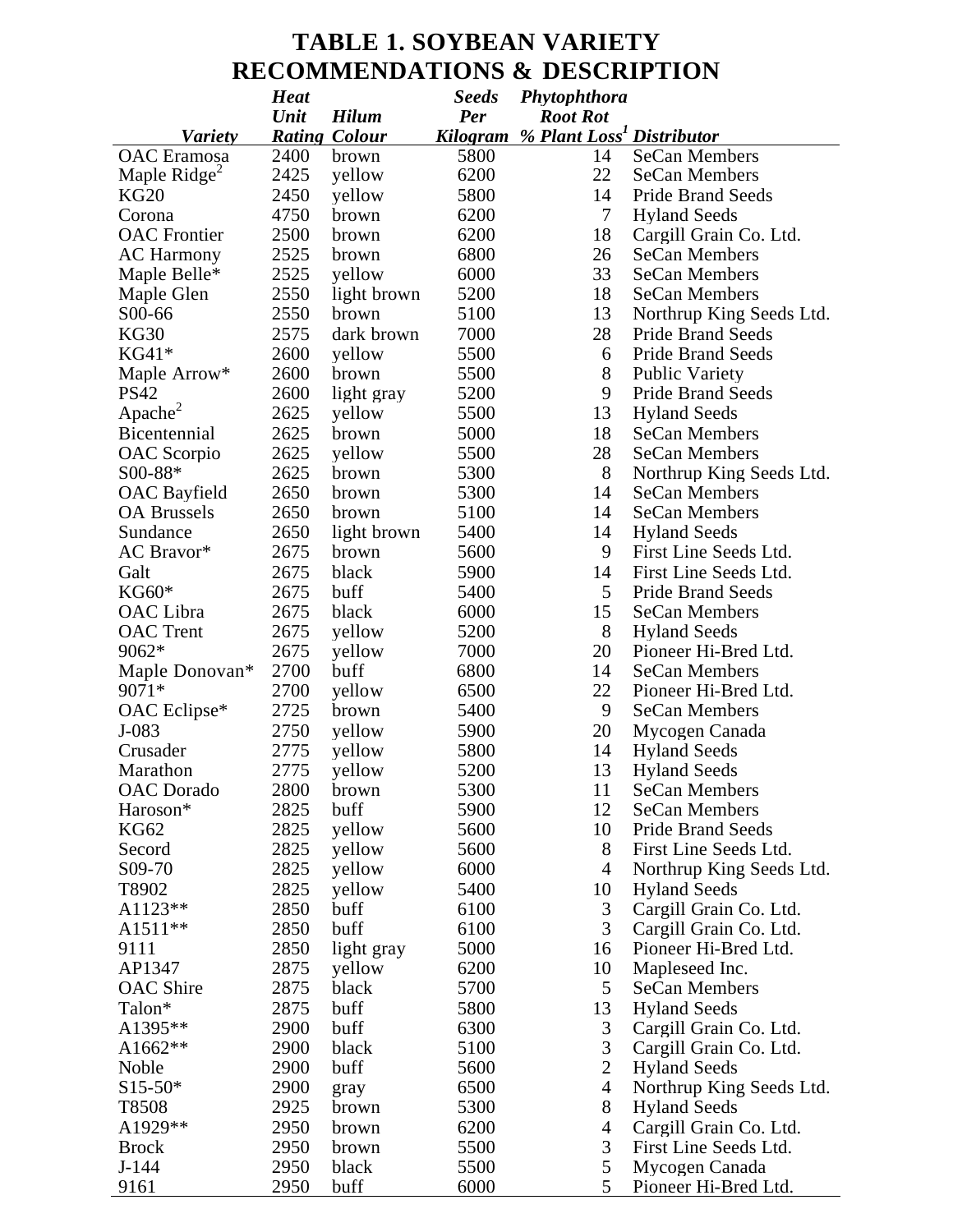# TABLE 1. SOYBEAN VARIETY RECOMMENDATIONS & DESCRIPTION

| *Variety* | *Heat Unit Rating* | *Hilum Colour* | *Seeds Per Kilogram* | *Phytophthora Root Rot % Plant Loss*[1] | *Distributor* |
|---|---|---|---|---|---|
| OAC Eramosa | 2400 | brown | 5800 | 14 | SeCan Members |
| Maple Ridge[2] | 2425 | yellow | 6200 | 22 | SeCan Members |
| KG20 | 2450 | yellow | 5800 | 14 | Pride Brand Seeds |
| Corona | 4750 | brown | 6200 | 7 | Hyland Seeds |
| OAC Frontier | 2500 | brown | 6200 | 18 | Cargill Grain Co. Ltd. |
| AC Harmony | 2525 | brown | 6800 | 26 | SeCan Members |
| Maple Belle* | 2525 | yellow | 6000 | 33 | SeCan Members |
| Maple Glen | 2550 | light brown | 5200 | 18 | SeCan Members |
| S00-66 | 2550 | brown | 5100 | 13 | Northrup King Seeds Ltd. |
| KG30 | 2575 | dark brown | 7000 | 28 | Pride Brand Seeds |
| KG41* | 2600 | yellow | 5500 | 6 | Pride Brand Seeds |
| Maple Arrow* | 2600 | brown | 5500 | 8 | Public Variety |
| PS42 | 2600 | light gray | 5200 | 9 | Pride Brand Seeds |
| Apache[2] | 2625 | yellow | 5500 | 13 | Hyland Seeds |
| Bicentennial | 2625 | brown | 5000 | 18 | SeCan Members |
| OAC Scorpio | 2625 | yellow | 5500 | 28 | SeCan Members |
| S00-88* | 2625 | brown | 5300 | 8 | Northrup King Seeds Ltd. |
| OAC Bayfield | 2650 | brown | 5300 | 14 | SeCan Members |
| OA Brussels | 2650 | brown | 5100 | 14 | SeCan Members |
| Sundance | 2650 | light brown | 5400 | 14 | Hyland Seeds |
| AC Bravor* | 2675 | brown | 5600 | 9 | First Line Seeds Ltd. |
| Galt | 2675 | black | 5900 | 14 | First Line Seeds Ltd. |
| KG60* | 2675 | buff | 5400 | 5 | Pride Brand Seeds |
| OAC Libra | 2675 | black | 6000 | 15 | SeCan Members |
| OAC Trent | 2675 | yellow | 5200 | 8 | Hyland Seeds |
| 9062* | 2675 | yellow | 7000 | 20 | Pioneer Hi-Bred Ltd. |
| Maple Donovan* | 2700 | buff | 6800 | 14 | SeCan Members |
| 9071* | 2700 | yellow | 6500 | 22 | Pioneer Hi-Bred Ltd. |
| OAC Eclipse* | 2725 | brown | 5400 | 9 | SeCan Members |
| J-083 | 2750 | yellow | 5900 | 20 | Mycogen Canada |
| Crusader | 2775 | yellow | 5800 | 14 | Hyland Seeds |
| Marathon | 2775 | yellow | 5200 | 13 | Hyland Seeds |
| OAC Dorado | 2800 | brown | 5300 | 11 | SeCan Members |
| Haroson* | 2825 | buff | 5900 | 12 | SeCan Members |
| KG62 | 2825 | yellow | 5600 | 10 | Pride Brand Seeds |
| Secord | 2825 | yellow | 5600 | 8 | First Line Seeds Ltd. |
| S09-70 | 2825 | yellow | 6000 | 4 | Northrup King Seeds Ltd. |
| T8902 | 2825 | yellow | 5400 | 10 | Hyland Seeds |
| A1123** | 2850 | buff | 6100 | 3 | Cargill Grain Co. Ltd. |
| A1511** | 2850 | buff | 6100 | 3 | Cargill Grain Co. Ltd. |
| 9111 | 2850 | light gray | 5000 | 16 | Pioneer Hi-Bred Ltd. |
| AP1347 | 2875 | yellow | 6200 | 10 | Mapleseed Inc. |
| OAC Shire | 2875 | black | 5700 | 5 | SeCan Members |
| Talon* | 2875 | buff | 5800 | 13 | Hyland Seeds |
| A1395** | 2900 | buff | 6300 | 3 | Cargill Grain Co. Ltd. |
| A1662** | 2900 | black | 5100 | 3 | Cargill Grain Co. Ltd. |
| Noble | 2900 | buff | 5600 | 2 | Hyland Seeds |
| S15-50* | 2900 | gray | 6500 | 4 | Northrup King Seeds Ltd. |
| T8508 | 2925 | brown | 5300 | 8 | Hyland Seeds |
| A1929** | 2950 | brown | 6200 | 4 | Cargill Grain Co. Ltd. |
| Brock | 2950 | brown | 5500 | 3 | First Line Seeds Ltd. |
| J-144 | 2950 | black | 5500 | 5 | Mycogen Canada |
| 9161 | 2950 | buff | 6000 | 5 | Pioneer Hi-Bred Ltd. |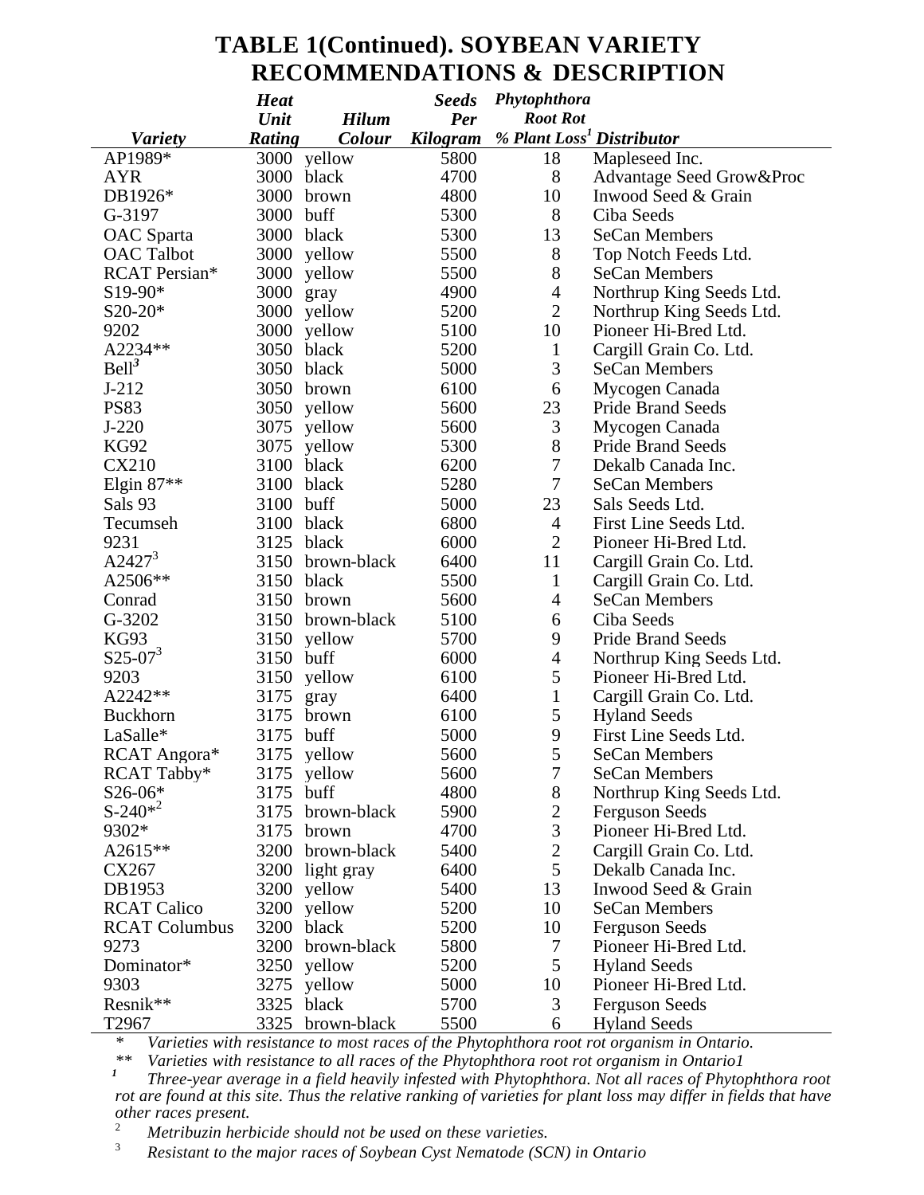# TABLE 1(Continued). SOYBEAN VARIETY RECOMMENDATIONS & DESCRIPTION

| *Variety* | *Heat Unit Rating* | *Hilum Colour* | *Seeds Per Kilogram* | *Phytophthora Root Rot % Plant Loss*[1] | *Distributor* |
|---|---|---|---|---|---|
| AP1989* | 3000 | yellow | 5800 | 18 | Mapleseed Inc. |
| AYR | 3000 | black | 4700 | 8 | Advantage Seed Grow&Proc |
| DB1926* | 3000 | brown | 4800 | 10 | Inwood Seed & Grain |
| G-3197 | 3000 | buff | 5300 | 8 | Ciba Seeds |
| OAC Sparta | 3000 | black | 5300 | 13 | SeCan Members |
| OAC Talbot | 3000 | yellow | 5500 | 8 | Top Notch Feeds Ltd. |
| RCAT Persian* | 3000 | yellow | 5500 | 8 | SeCan Members |
| S19-90* | 3000 | gray | 4900 | 4 | Northrup King Seeds Ltd. |
| S20-20* | 3000 | yellow | 5200 | 2 | Northrup King Seeds Ltd. |
| 9202 | 3000 | yellow | 5100 | 10 | Pioneer Hi-Bred Ltd. |
| A2234** | 3050 | black | 5200 | 1 | Cargill Grain Co. Ltd. |
| Bell[3] | 3050 | black | 5000 | 3 | SeCan Members |
| J-212 | 3050 | brown | 6100 | 6 | Mycogen Canada |
| PS83 | 3050 | yellow | 5600 | 23 | Pride Brand Seeds |
| J-220 | 3075 | yellow | 5600 | 3 | Mycogen Canada |
| KG92 | 3075 | yellow | 5300 | 8 | Pride Brand Seeds |
| CX210 | 3100 | black | 6200 | 7 | Dekalb Canada Inc. |
| Elgin 87** | 3100 | black | 5280 | 7 | SeCan Members |
| Sals 93 | 3100 | buff | 5000 | 23 | Sals Seeds Ltd. |
| Tecumseh | 3100 | black | 6800 | 4 | First Line Seeds Ltd. |
| 9231 | 3125 | black | 6000 | 2 | Pioneer Hi-Bred Ltd. |
| A2427[3] | 3150 | brown-black | 6400 | 11 | Cargill Grain Co. Ltd. |
| A2506** | 3150 | black | 5500 | 1 | Cargill Grain Co. Ltd. |
| Conrad | 3150 | brown | 5600 | 4 | SeCan Members |
| G-3202 | 3150 | brown-black | 5100 | 6 | Ciba Seeds |
| KG93 | 3150 | yellow | 5700 | 9 | Pride Brand Seeds |
| S25-07[3] | 3150 | buff | 6000 | 4 | Northrup King Seeds Ltd. |
| 9203 | 3150 | yellow | 6100 | 5 | Pioneer Hi-Bred Ltd. |
| A2242** | 3175 | gray | 6400 | 1 | Cargill Grain Co. Ltd. |
| Buckhorn | 3175 | brown | 6100 | 5 | Hyland Seeds |
| LaSalle* | 3175 | buff | 5000 | 9 | First Line Seeds Ltd. |
| RCAT Angora* | 3175 | yellow | 5600 | 5 | SeCan Members |
| RCAT Tabby* | 3175 | yellow | 5600 | 7 | SeCan Members |
| S26-06* | 3175 | buff | 4800 | 8 | Northrup King Seeds Ltd. |
| S-240*[2] | 3175 | brown-black | 5900 | 2 | Ferguson Seeds |
| 9302* | 3175 | brown | 4700 | 3 | Pioneer Hi-Bred Ltd. |
| A2615** | 3200 | brown-black | 5400 | 2 | Cargill Grain Co. Ltd. |
| CX267 | 3200 | light gray | 6400 | 5 | Dekalb Canada Inc. |
| DB1953 | 3200 | yellow | 5400 | 13 | Inwood Seed & Grain |
| RCAT Calico | 3200 | yellow | 5200 | 10 | SeCan Members |
| RCAT Columbus | 3200 | black | 5200 | 10 | Ferguson Seeds |
| 9273 | 3200 | brown-black | 5800 | 7 | Pioneer Hi-Bred Ltd. |
| Dominator* | 3250 | yellow | 5200 | 5 | Hyland Seeds |
| 9303 | 3275 | yellow | 5000 | 10 | Pioneer Hi-Bred Ltd. |
| Resnik** | 3325 | black | 5700 | 3 | Ferguson Seeds |
| T2967 | 3325 | brown-black | 5500 | 6 | Hyland Seeds |

\* *Varieties with resistance to most races of the Phytophthora root rot organism in Ontario.*

\*\* *Varieties with resistance to all races of the Phytophthora root rot organism in Ontario1*

[1] *Three-year average in a field heavily infested with Phytophthora. Not all races of Phytophthora root rot are found at this site. Thus the relative ranking of varieties for plant loss may differ in fields that have other races present.*

[2] *Metribuzin herbicide should not be used on these varieties.*

[3] *Resistant to the major races of Soybean Cyst Nematode (SCN) in Ontario*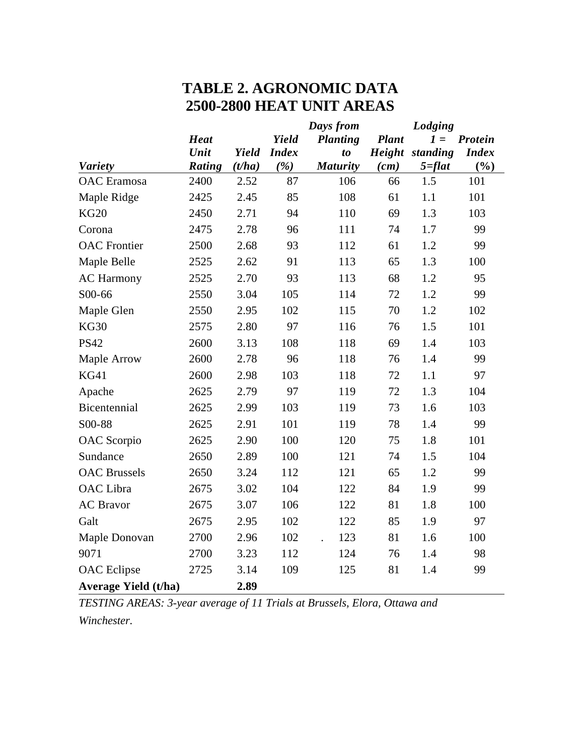# TABLE 2. AGRONOMIC DATA
# 2500-2800 HEAT UNIT AREAS

| *Variety* | *Heat Unit Rating* | *Yield (t/ha)* | *Yield Index (%)* | *Days from Planting to Maturity* | *Plant Height (cm)* | *Lodging 1 = standing 5=flat* | *Protein Index (%)* |
|---|---|---|---|---|---|---|---|
| OAC Eramosa | 2400 | 2.52 | 87 | 106 | 66 | 1.5 | 101 |
| Maple Ridge | 2425 | 2.45 | 85 | 108 | 61 | 1.1 | 101 |
| KG20 | 2450 | 2.71 | 94 | 110 | 69 | 1.3 | 103 |
| Corona | 2475 | 2.78 | 96 | 111 | 74 | 1.7 | 99 |
| OAC Frontier | 2500 | 2.68 | 93 | 112 | 61 | 1.2 | 99 |
| Maple Belle | 2525 | 2.62 | 91 | 113 | 65 | 1.3 | 100 |
| AC Harmony | 2525 | 2.70 | 93 | 113 | 68 | 1.2 | 95 |
| S00-66 | 2550 | 3.04 | 105 | 114 | 72 | 1.2 | 99 |
| Maple Glen | 2550 | 2.95 | 102 | 115 | 70 | 1.2 | 102 |
| KG30 | 2575 | 2.80 | 97 | 116 | 76 | 1.5 | 101 |
| PS42 | 2600 | 3.13 | 108 | 118 | 69 | 1.4 | 103 |
| Maple Arrow | 2600 | 2.78 | 96 | 118 | 76 | 1.4 | 99 |
| KG41 | 2600 | 2.98 | 103 | 118 | 72 | 1.1 | 97 |
| Apache | 2625 | 2.79 | 97 | 119 | 72 | 1.3 | 104 |
| Bicentennial | 2625 | 2.99 | 103 | 119 | 73 | 1.6 | 103 |
| S00-88 | 2625 | 2.91 | 101 | 119 | 78 | 1.4 | 99 |
| OAC Scorpio | 2625 | 2.90 | 100 | 120 | 75 | 1.8 | 101 |
| Sundance | 2650 | 2.89 | 100 | 121 | 74 | 1.5 | 104 |
| OAC Brussels | 2650 | 3.24 | 112 | 121 | 65 | 1.2 | 99 |
| OAC Libra | 2675 | 3.02 | 104 | 122 | 84 | 1.9 | 99 |
| AC Bravor | 2675 | 3.07 | 106 | 122 | 81 | 1.8 | 100 |
| Galt | 2675 | 2.95 | 102 | 122 | 85 | 1.9 | 97 |
| Maple Donovan | 2700 | 2.96 | 102 | . 123 | 81 | 1.6 | 100 |
| 9071 | 2700 | 3.23 | 112 | 124 | 76 | 1.4 | 98 |
| OAC Eclipse | 2725 | 3.14 | 109 | 125 | 81 | 1.4 | 99 |
| **Average Yield (t/ha)** | | **2.89** | | | | | |

*TESTING AREAS: 3-year average of 11 Trials at Brussels, Elora, Ottawa and Winchester.*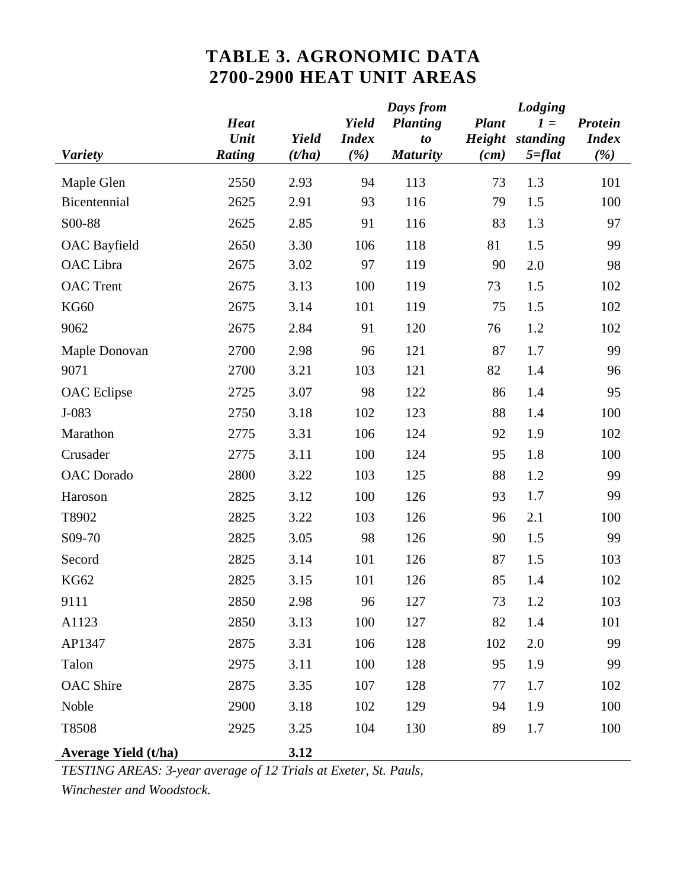# TABLE 3. AGRONOMIC DATA
# 2700-2900 HEAT UNIT AREAS

| *Variety* | *Heat Unit Rating* | *Yield (t/ha)* | *Yield Index (%)* | *Days from Planting to Maturity* | *Plant Height (cm)* | *Lodging 1 = standing 5=flat* | *Protein Index (%)* |
|---|---|---|---|---|---|---|---|
| Maple Glen | 2550 | 2.93 | 94 | 113 | 73 | 1.3 | 101 |
| Bicentennial | 2625 | 2.91 | 93 | 116 | 79 | 1.5 | 100 |
| S00-88 | 2625 | 2.85 | 91 | 116 | 83 | 1.3 | 97 |
| OAC Bayfield | 2650 | 3.30 | 106 | 118 | 81 | 1.5 | 99 |
| OAC Libra | 2675 | 3.02 | 97 | 119 | 90 | 2.0 | 98 |
| OAC Trent | 2675 | 3.13 | 100 | 119 | 73 | 1.5 | 102 |
| KG60 | 2675 | 3.14 | 101 | 119 | 75 | 1.5 | 102 |
| 9062 | 2675 | 2.84 | 91 | 120 | 76 | 1.2 | 102 |
| Maple Donovan | 2700 | 2.98 | 96 | 121 | 87 | 1.7 | 99 |
| 9071 | 2700 | 3.21 | 103 | 121 | 82 | 1.4 | 96 |
| OAC Eclipse | 2725 | 3.07 | 98 | 122 | 86 | 1.4 | 95 |
| J-083 | 2750 | 3.18 | 102 | 123 | 88 | 1.4 | 100 |
| Marathon | 2775 | 3.31 | 106 | 124 | 92 | 1.9 | 102 |
| Crusader | 2775 | 3.11 | 100 | 124 | 95 | 1.8 | 100 |
| OAC Dorado | 2800 | 3.22 | 103 | 125 | 88 | 1.2 | 99 |
| Haroson | 2825 | 3.12 | 100 | 126 | 93 | 1.7 | 99 |
| T8902 | 2825 | 3.22 | 103 | 126 | 96 | 2.1 | 100 |
| S09-70 | 2825 | 3.05 | 98 | 126 | 90 | 1.5 | 99 |
| Secord | 2825 | 3.14 | 101 | 126 | 87 | 1.5 | 103 |
| KG62 | 2825 | 3.15 | 101 | 126 | 85 | 1.4 | 102 |
| 9111 | 2850 | 2.98 | 96 | 127 | 73 | 1.2 | 103 |
| A1123 | 2850 | 3.13 | 100 | 127 | 82 | 1.4 | 101 |
| AP1347 | 2875 | 3.31 | 106 | 128 | 102 | 2.0 | 99 |
| Talon | 2975 | 3.11 | 100 | 128 | 95 | 1.9 | 99 |
| OAC Shire | 2875 | 3.35 | 107 | 128 | 77 | 1.7 | 102 |
| Noble | 2900 | 3.18 | 102 | 129 | 94 | 1.9 | 100 |
| T8508 | 2925 | 3.25 | 104 | 130 | 89 | 1.7 | 100 |
| **Average Yield (t/ha)** | | **3.12** | | | | | |

*TESTING AREAS: 3-year average of 12 Trials at Exeter, St. Pauls, Winchester and Woodstock.*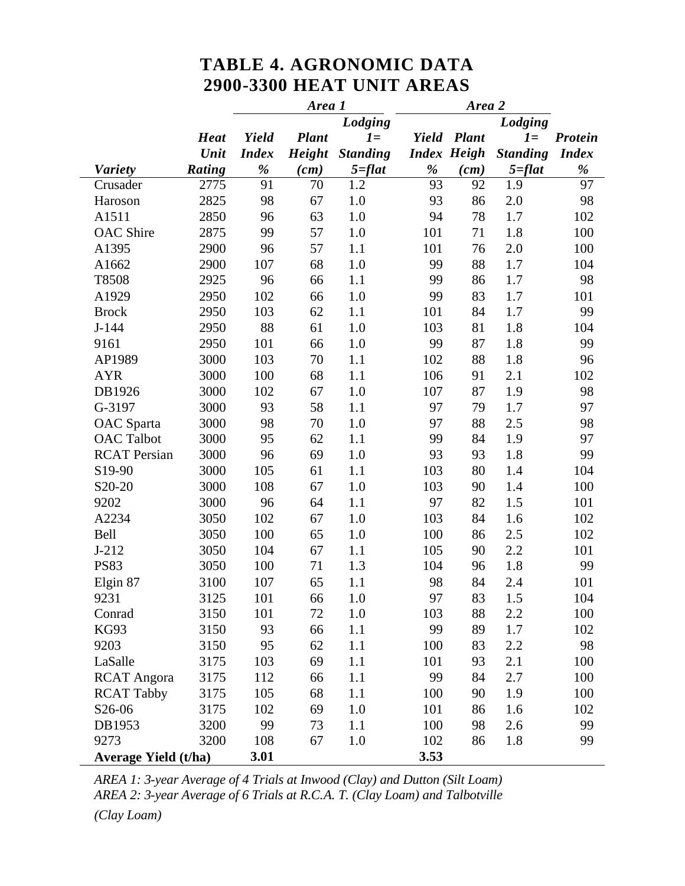# TABLE 4. AGRONOMIC DATA 2900-3300 HEAT UNIT AREAS

| Variety | Heat Unit Rating | Area 1 Yield Index % | Area 1 Plant Height (cm) | Area 1 Lodging 1=Standing 5=flat | Area 2 Yield Index % | Area 2 Plant Heigh (cm) | Area 2 Lodging 1=Standing 5=flat | Protein Index % |
|---|---|---|---|---|---|---|---|---|
| Crusader | 2775 | 91 | 70 | 1.2 | 93 | 92 | 1.9 | 97 |
| Haroson | 2825 | 98 | 67 | 1.0 | 93 | 86 | 2.0 | 98 |
| A1511 | 2850 | 96 | 63 | 1.0 | 94 | 78 | 1.7 | 102 |
| OAC Shire | 2875 | 99 | 57 | 1.0 | 101 | 71 | 1.8 | 100 |
| A1395 | 2900 | 96 | 57 | 1.1 | 101 | 76 | 2.0 | 100 |
| A1662 | 2900 | 107 | 68 | 1.0 | 99 | 88 | 1.7 | 104 |
| T8508 | 2925 | 96 | 66 | 1.1 | 99 | 86 | 1.7 | 98 |
| A1929 | 2950 | 102 | 66 | 1.0 | 99 | 83 | 1.7 | 101 |
| Brock | 2950 | 103 | 62 | 1.1 | 101 | 84 | 1.7 | 99 |
| J-144 | 2950 | 88 | 61 | 1.0 | 103 | 81 | 1.8 | 104 |
| 9161 | 2950 | 101 | 66 | 1.0 | 99 | 87 | 1.8 | 99 |
| AP1989 | 3000 | 103 | 70 | 1.1 | 102 | 88 | 1.8 | 96 |
| AYR | 3000 | 100 | 68 | 1.1 | 106 | 91 | 2.1 | 102 |
| DB1926 | 3000 | 102 | 67 | 1.0 | 107 | 87 | 1.9 | 98 |
| G-3197 | 3000 | 93 | 58 | 1.1 | 97 | 79 | 1.7 | 97 |
| OAC Sparta | 3000 | 98 | 70 | 1.0 | 97 | 88 | 2.5 | 98 |
| OAC Talbot | 3000 | 95 | 62 | 1.1 | 99 | 84 | 1.9 | 97 |
| RCAT Persian | 3000 | 96 | 69 | 1.0 | 93 | 93 | 1.8 | 99 |
| S19-90 | 3000 | 105 | 61 | 1.1 | 103 | 80 | 1.4 | 104 |
| S20-20 | 3000 | 108 | 67 | 1.0 | 103 | 90 | 1.4 | 100 |
| 9202 | 3000 | 96 | 64 | 1.1 | 97 | 82 | 1.5 | 101 |
| A2234 | 3050 | 102 | 67 | 1.0 | 103 | 84 | 1.6 | 102 |
| Bell | 3050 | 100 | 65 | 1.0 | 100 | 86 | 2.5 | 102 |
| J-212 | 3050 | 104 | 67 | 1.1 | 105 | 90 | 2.2 | 101 |
| PS83 | 3050 | 100 | 71 | 1.3 | 104 | 96 | 1.8 | 99 |
| Elgin 87 | 3100 | 107 | 65 | 1.1 | 98 | 84 | 2.4 | 101 |
| 9231 | 3125 | 101 | 66 | 1.0 | 97 | 83 | 1.5 | 104 |
| Conrad | 3150 | 101 | 72 | 1.0 | 103 | 88 | 2.2 | 100 |
| KG93 | 3150 | 93 | 66 | 1.1 | 99 | 89 | 1.7 | 102 |
| 9203 | 3150 | 95 | 62 | 1.1 | 100 | 83 | 2.2 | 98 |
| LaSalle | 3175 | 103 | 69 | 1.1 | 101 | 93 | 2.1 | 100 |
| RCAT Angora | 3175 | 112 | 66 | 1.1 | 99 | 84 | 2.7 | 100 |
| RCAT Tabby | 3175 | 105 | 68 | 1.1 | 100 | 90 | 1.9 | 100 |
| S26-06 | 3175 | 102 | 69 | 1.0 | 101 | 86 | 1.6 | 102 |
| DB1953 | 3200 | 99 | 73 | 1.1 | 100 | 98 | 2.6 | 99 |
| 9273 | 3200 | 108 | 67 | 1.0 | 102 | 86 | 1.8 | 99 |
| **Average Yield (t/ha)** | | **3.01** | | | **3.53** | | | |

*AREA 1: 3-year Average of 4 Trials at Inwood (Clay) and Dutton (Silt Loam)*
*AREA 2: 3-year Average of 6 Trials at R.C.A. T. (Clay Loam) and Talbotville (Clay Loam)*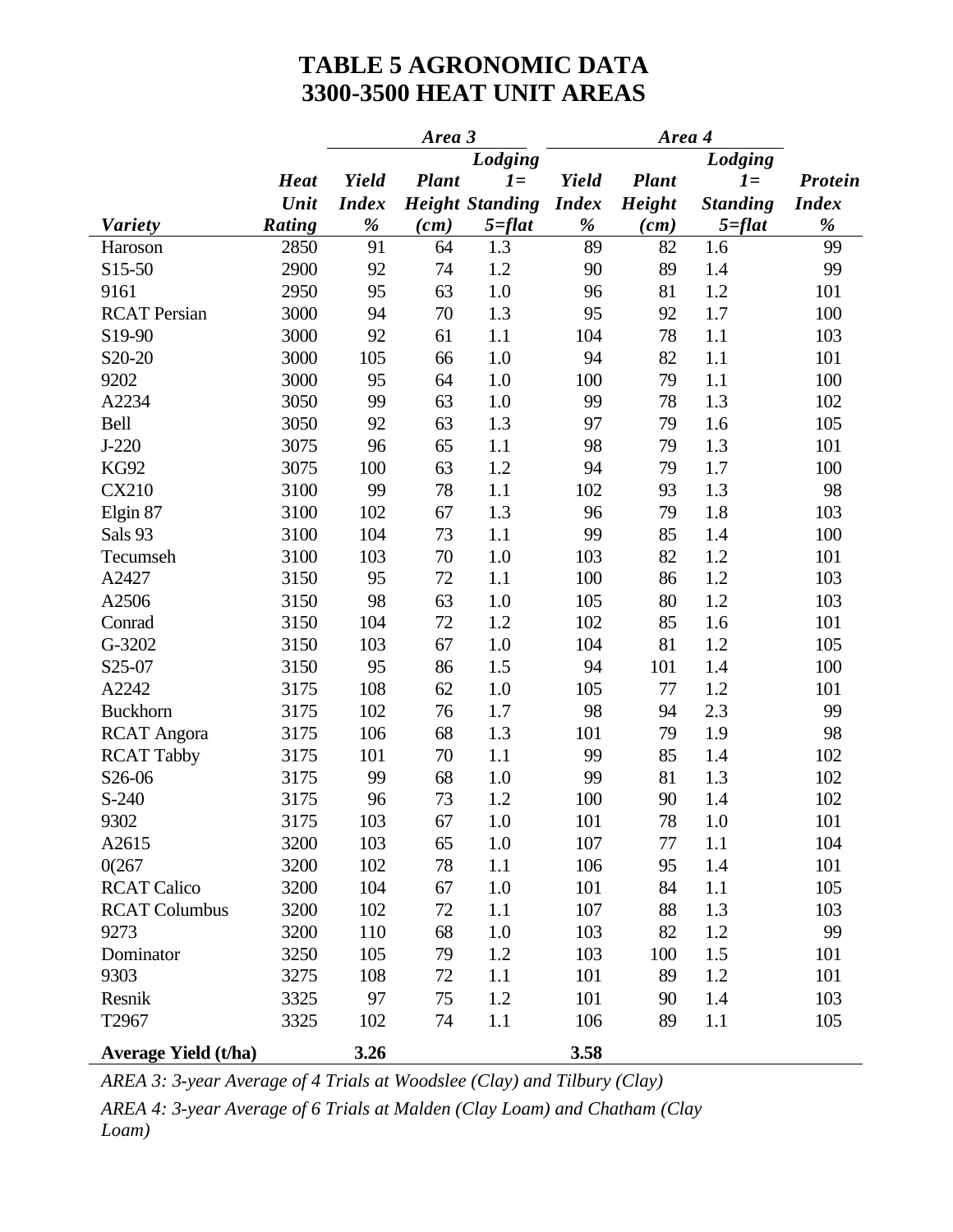# TABLE 5 AGRONOMIC DATA
# 3300-3500 HEAT UNIT AREAS

| Variety | Heat Unit Rating | Area 3 Yield Index % | Area 3 Plant Height (cm) | Area 3 Lodging 1= Standing 5=flat | Area 4 Yield Index % | Area 4 Plant Height (cm) | Area 4 Lodging 1= Standing 5=flat | Protein Index % |
|---|---|---|---|---|---|---|---|---|
| Haroson | 2850 | 91 | 64 | 1.3 | 89 | 82 | 1.6 | 99 |
| S15-50 | 2900 | 92 | 74 | 1.2 | 90 | 89 | 1.4 | 99 |
| 9161 | 2950 | 95 | 63 | 1.0 | 96 | 81 | 1.2 | 101 |
| RCAT Persian | 3000 | 94 | 70 | 1.3 | 95 | 92 | 1.7 | 100 |
| S19-90 | 3000 | 92 | 61 | 1.1 | 104 | 78 | 1.1 | 103 |
| S20-20 | 3000 | 105 | 66 | 1.0 | 94 | 82 | 1.1 | 101 |
| 9202 | 3000 | 95 | 64 | 1.0 | 100 | 79 | 1.1 | 100 |
| A2234 | 3050 | 99 | 63 | 1.0 | 99 | 78 | 1.3 | 102 |
| Bell | 3050 | 92 | 63 | 1.3 | 97 | 79 | 1.6 | 105 |
| J-220 | 3075 | 96 | 65 | 1.1 | 98 | 79 | 1.3 | 101 |
| KG92 | 3075 | 100 | 63 | 1.2 | 94 | 79 | 1.7 | 100 |
| CX210 | 3100 | 99 | 78 | 1.1 | 102 | 93 | 1.3 | 98 |
| Elgin 87 | 3100 | 102 | 67 | 1.3 | 96 | 79 | 1.8 | 103 |
| Sals 93 | 3100 | 104 | 73 | 1.1 | 99 | 85 | 1.4 | 100 |
| Tecumseh | 3100 | 103 | 70 | 1.0 | 103 | 82 | 1.2 | 101 |
| A2427 | 3150 | 95 | 72 | 1.1 | 100 | 86 | 1.2 | 103 |
| A2506 | 3150 | 98 | 63 | 1.0 | 105 | 80 | 1.2 | 103 |
| Conrad | 3150 | 104 | 72 | 1.2 | 102 | 85 | 1.6 | 101 |
| G-3202 | 3150 | 103 | 67 | 1.0 | 104 | 81 | 1.2 | 105 |
| S25-07 | 3150 | 95 | 86 | 1.5 | 94 | 101 | 1.4 | 100 |
| A2242 | 3175 | 108 | 62 | 1.0 | 105 | 77 | 1.2 | 101 |
| Buckhorn | 3175 | 102 | 76 | 1.7 | 98 | 94 | 2.3 | 99 |
| RCAT Angora | 3175 | 106 | 68 | 1.3 | 101 | 79 | 1.9 | 98 |
| RCAT Tabby | 3175 | 101 | 70 | 1.1 | 99 | 85 | 1.4 | 102 |
| S26-06 | 3175 | 99 | 68 | 1.0 | 99 | 81 | 1.3 | 102 |
| S-240 | 3175 | 96 | 73 | 1.2 | 100 | 90 | 1.4 | 102 |
| 9302 | 3175 | 103 | 67 | 1.0 | 101 | 78 | 1.0 | 101 |
| A2615 | 3200 | 103 | 65 | 1.0 | 107 | 77 | 1.1 | 104 |
| 0(267 | 3200 | 102 | 78 | 1.1 | 106 | 95 | 1.4 | 101 |
| RCAT Calico | 3200 | 104 | 67 | 1.0 | 101 | 84 | 1.1 | 105 |
| RCAT Columbus | 3200 | 102 | 72 | 1.1 | 107 | 88 | 1.3 | 103 |
| 9273 | 3200 | 110 | 68 | 1.0 | 103 | 82 | 1.2 | 99 |
| Dominator | 3250 | 105 | 79 | 1.2 | 103 | 100 | 1.5 | 101 |
| 9303 | 3275 | 108 | 72 | 1.1 | 101 | 89 | 1.2 | 101 |
| Resnik | 3325 | 97 | 75 | 1.2 | 101 | 90 | 1.4 | 103 |
| T2967 | 3325 | 102 | 74 | 1.1 | 106 | 89 | 1.1 | 105 |
| **Average Yield (t/ha)** | | **3.26** | | | **3.58** | | | |

*AREA 3: 3-year Average of 4 Trials at Woodslee (Clay) and Tilbury (Clay)*

*AREA 4: 3-year Average of 6 Trials at Malden (Clay Loam) and Chatham (Clay Loam)*